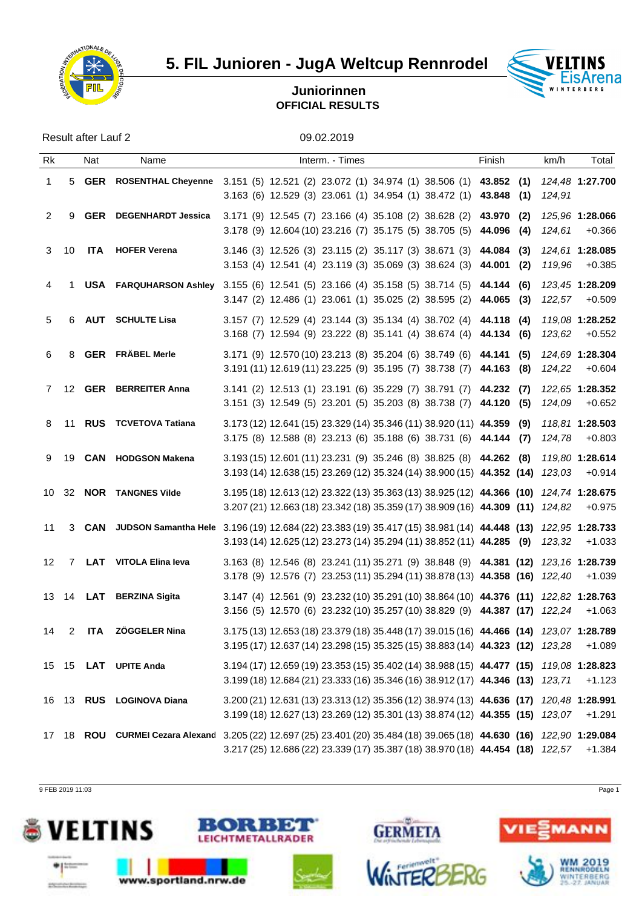# 5. FIL Junioren - JugA Weltcup Rennrodel

## Juniorinnen
**OFFICIAL RESULTS**

Result after Lauf 2 — 09.02.2019

| Rk | | Nat | Name | Interm. - Times | | | | | Finish | | km/h | Total |
|---|---|---|---|---|---|---|---|---|---|---|---|---|
| 1 | 5 | **GER** | **ROSENTHAL Cheyenne** | 3.151 (5) | 12.521 (2) | 23.072 (1) | 34.974 (1) | 38.506 (1) | **43.852** | **(1)** | *124,48* | **1:27.700** |
| | | | | 3.163 (6) | 12.529 (3) | 23.061 (1) | 34.954 (1) | 38.472 (1) | **43.848** | **(1)** | *124,91* | |
| 2 | 9 | **GER** | **DEGENHARDT Jessica** | 3.171 (9) | 12.545 (7) | 23.166 (4) | 35.108 (2) | 38.628 (2) | **43.970** | **(2)** | *125,96* | **1:28.066** |
| | | | | 3.178 (9) | 12.604 (10) | 23.216 (7) | 35.175 (5) | 38.705 (5) | **44.096** | **(4)** | *124,61* | +0.366 |
| 3 | 10 | **ITA** | **HOFER Verena** | 3.146 (3) | 12.526 (3) | 23.115 (2) | 35.117 (3) | 38.671 (3) | **44.084** | **(3)** | *124,61* | **1:28.085** |
| | | | | 3.153 (4) | 12.541 (4) | 23.119 (3) | 35.069 (3) | 38.624 (3) | **44.001** | **(2)** | *119,96* | +0.385 |
| 4 | 1 | **USA** | **FARQUHARSON Ashley** | 3.155 (6) | 12.541 (5) | 23.166 (4) | 35.158 (5) | 38.714 (5) | **44.144** | **(6)** | *123,45* | **1:28.209** |
| | | | | 3.147 (2) | 12.486 (1) | 23.061 (1) | 35.025 (2) | 38.595 (2) | **44.065** | **(3)** | *122,57* | +0.509 |
| 5 | 6 | **AUT** | **SCHULTE Lisa** | 3.157 (7) | 12.529 (4) | 23.144 (3) | 35.134 (4) | 38.702 (4) | **44.118** | **(4)** | *119,08* | **1:28.252** |
| | | | | 3.168 (7) | 12.594 (9) | 23.222 (8) | 35.141 (4) | 38.674 (4) | **44.134** | **(6)** | *123,62* | +0.552 |
| 6 | 8 | **GER** | **FRÄBEL Merle** | 3.171 (9) | 12.570 (10) | 23.213 (8) | 35.204 (6) | 38.749 (6) | **44.141** | **(5)** | *124,69* | **1:28.304** |
| | | | | 3.191 (11) | 12.619 (11) | 23.225 (9) | 35.195 (7) | 38.738 (7) | **44.163** | **(8)** | *124,22* | +0.604 |
| 7 | 12 | **GER** | **BERREITER Anna** | 3.141 (2) | 12.513 (1) | 23.191 (6) | 35.229 (7) | 38.791 (7) | **44.232** | **(7)** | *122,65* | **1:28.352** |
| | | | | 3.151 (3) | 12.549 (5) | 23.201 (5) | 35.203 (8) | 38.738 (7) | **44.120** | **(5)** | *124,09* | +0.652 |
| 8 | 11 | **RUS** | **TCVETOVA Tatiana** | 3.173 (12) | 12.641 (15) | 23.329 (14) | 35.346 (11) | 38.920 (11) | **44.359** | **(9)** | *118,81* | **1:28.503** |
| | | | | 3.175 (8) | 12.588 (8) | 23.213 (6) | 35.188 (6) | 38.731 (6) | **44.144** | **(7)** | *124,78* | +0.803 |
| 9 | 19 | **CAN** | **HODGSON Makena** | 3.193 (15) | 12.601 (11) | 23.231 (9) | 35.246 (8) | 38.825 (8) | **44.262** | **(8)** | *119,80* | **1:28.614** |
| | | | | 3.193 (14) | 12.638 (15) | 23.269 (12) | 35.324 (14) | 38.900 (15) | **44.352** | **(14)** | *123,03* | +0.914 |
| 10 | 32 | **NOR** | **TANGNES Vilde** | 3.195 (18) | 12.613 (12) | 23.322 (13) | 35.363 (13) | 38.925 (12) | **44.366** | **(10)** | *124,74* | **1:28.675** |
| | | | | 3.207 (21) | 12.663 (18) | 23.342 (18) | 35.359 (17) | 38.909 (16) | **44.309** | **(11)** | *124,82* | +0.975 |
| 11 | 3 | **CAN** | **JUDSON Samantha Hele** | 3.196 (19) | 12.684 (22) | 23.383 (19) | 35.417 (15) | 38.981 (14) | **44.448** | **(13)** | *122,95* | **1:28.733** |
| | | | | 3.193 (14) | 12.625 (12) | 23.273 (14) | 35.294 (11) | 38.852 (11) | **44.285** | **(9)** | *123,32* | +1.033 |
| 12 | 7 | **LAT** | **VITOLA Elina Ieva** | 3.163 (8) | 12.546 (8) | 23.241 (11) | 35.271 (9) | 38.848 (9) | **44.381** | **(12)** | *123,16* | **1:28.739** |
| | | | | 3.178 (9) | 12.576 (7) | 23.253 (11) | 35.294 (11) | 38.878 (13) | **44.358** | **(16)** | *122,40* | +1.039 |
| 13 | 14 | **LAT** | **BERZINA Sigita** | 3.147 (4) | 12.561 (9) | 23.232 (10) | 35.291 (10) | 38.864 (10) | **44.376** | **(11)** | *122,82* | **1:28.763** |
| | | | | 3.156 (5) | 12.570 (6) | 23.232 (10) | 35.257 (10) | 38.829 (9) | **44.387** | **(17)** | *122,24* | +1.063 |
| 14 | 2 | **ITA** | **ZÖGGELER Nina** | 3.175 (13) | 12.653 (18) | 23.379 (18) | 35.448 (17) | 39.015 (16) | **44.466** | **(14)** | *123,07* | **1:28.789** |
| | | | | 3.195 (17) | 12.637 (14) | 23.298 (15) | 35.325 (15) | 38.883 (14) | **44.323** | **(12)** | *123,28* | +1.089 |
| 15 | 15 | **LAT** | **UPITE Anda** | 3.194 (17) | 12.659 (19) | 23.353 (15) | 35.402 (14) | 38.988 (15) | **44.477** | **(15)** | *119,08* | **1:28.823** |
| | | | | 3.199 (18) | 12.684 (21) | 23.333 (16) | 35.346 (16) | 38.912 (17) | **44.346** | **(13)** | *123,71* | +1.123 |
| 16 | 13 | **RUS** | **LOGINOVA Diana** | 3.200 (21) | 12.631 (13) | 23.313 (12) | 35.356 (12) | 38.974 (13) | **44.636** | **(17)** | *120,48* | **1:28.991** |
| | | | | 3.199 (18) | 12.627 (13) | 23.269 (12) | 35.301 (13) | 38.874 (12) | **44.355** | **(15)** | *123,07* | +1.291 |
| 17 | 18 | **ROU** | **CURMEI Cezara Alexand** | 3.205 (22) | 12.697 (25) | 23.401 (20) | 35.484 (18) | 39.065 (18) | **44.630** | **(16)** | *122,90* | **1:29.084** |
| | | | | 3.217 (25) | 12.686 (22) | 23.339 (17) | 35.387 (18) | 38.970 (18) | **44.454** | **(18)** | *122,57* | +1.384 |

9 FEB 2019 11:03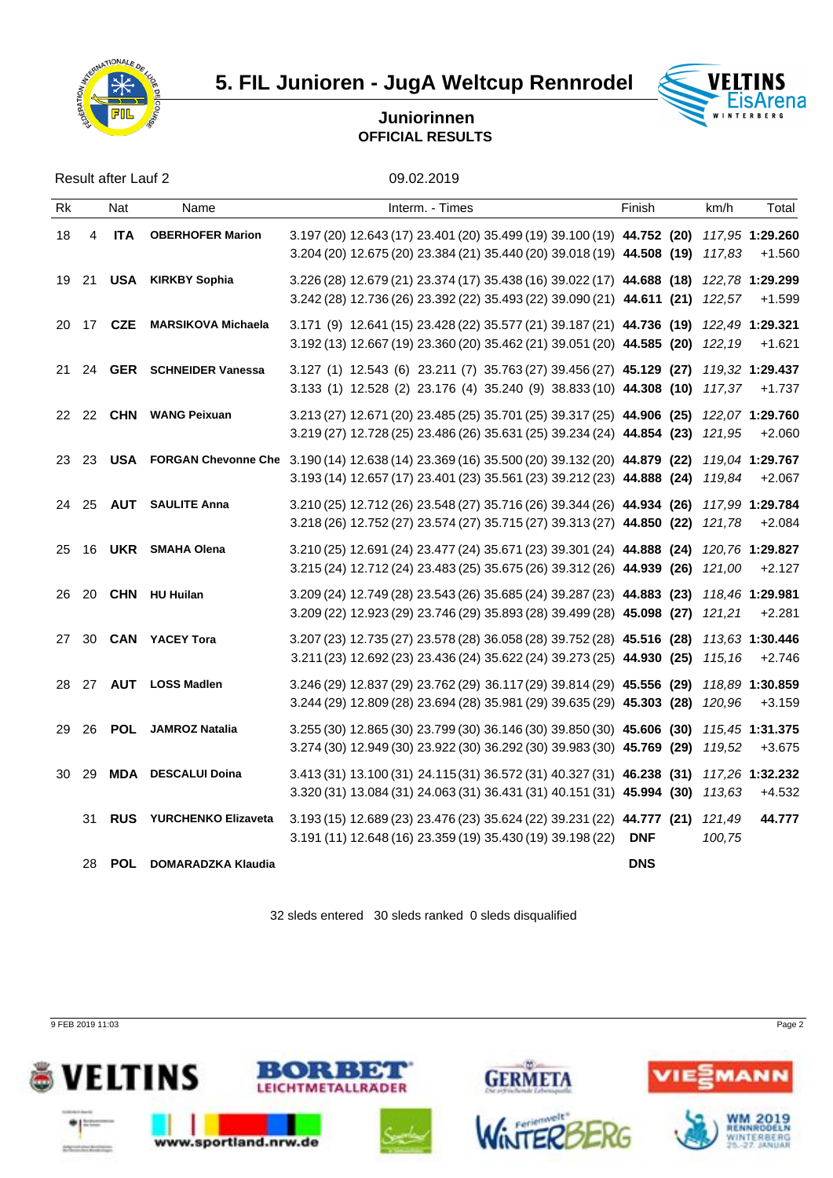# 5. FIL Junioren - JugA Weltcup Rennrodel

## Juniorinnen
### OFFICIAL RESULTS

Result after Lauf 2 09.02.2019

| Rk | | Nat | Name | Interm. - Times | Finish | km/h | Total |
|---|---|---|---|---|---|---|---|
| 18 | 4 | **ITA** | **OBERHOFER Marion** | 3.197 (20) 12.643 (17) 23.401 (20) 35.499 (19) 39.100 (19) | **44.752 (20)** | *117,95* | **1:29.260** |
| | | | | 3.204 (20) 12.675 (20) 23.384 (21) 35.440 (20) 39.018 (19) | **44.508 (19)** | *117,83* | +1.560 |
| 19 | 21 | **USA** | **KIRKBY Sophia** | 3.226 (28) 12.679 (21) 23.374 (17) 35.438 (16) 39.022 (17) | **44.688 (18)** | *122,78* | **1:29.299** |
| | | | | 3.242 (28) 12.736 (26) 23.392 (22) 35.493 (22) 39.090 (21) | **44.611 (21)** | *122,57* | +1.599 |
| 20 | 17 | **CZE** | **MARSIKOVA Michaela** | 3.171 (9) 12.641 (15) 23.428 (22) 35.577 (21) 39.187 (21) | **44.736 (19)** | *122,49* | **1:29.321** |
| | | | | 3.192 (13) 12.667 (19) 23.360 (20) 35.462 (21) 39.051 (20) | **44.585 (20)** | *122,19* | +1.621 |
| 21 | 24 | **GER** | **SCHNEIDER Vanessa** | 3.127 (1) 12.543 (6) 23.211 (7) 35.763 (27) 39.456 (27) | **45.129 (27)** | *119,32* | **1:29.437** |
| | | | | 3.133 (1) 12.528 (2) 23.176 (4) 35.240 (9) 38.833 (10) | **44.308 (10)** | *117,37* | +1.737 |
| 22 | 22 | **CHN** | **WANG Peixuan** | 3.213 (27) 12.671 (20) 23.485 (25) 35.701 (25) 39.317 (25) | **44.906 (25)** | *122,07* | **1:29.760** |
| | | | | 3.219 (27) 12.728 (25) 23.486 (26) 35.631 (25) 39.234 (24) | **44.854 (23)** | *121,95* | +2.060 |
| 23 | 23 | **USA** | **FORGAN Chevonne Che** | 3.190 (14) 12.638 (14) 23.369 (16) 35.500 (20) 39.132 (20) | **44.879 (22)** | *119,04* | **1:29.767** |
| | | | | 3.193 (14) 12.657 (17) 23.401 (23) 35.561 (23) 39.212 (23) | **44.888 (24)** | *119,84* | +2.067 |
| 24 | 25 | **AUT** | **SAULITE Anna** | 3.210 (25) 12.712 (26) 23.548 (27) 35.716 (26) 39.344 (26) | **44.934 (26)** | *117,99* | **1:29.784** |
| | | | | 3.218 (26) 12.752 (27) 23.574 (27) 35.715 (27) 39.313 (27) | **44.850 (22)** | *121,78* | +2.084 |
| 25 | 16 | **UKR** | **SMAHA Olena** | 3.210 (25) 12.691 (24) 23.477 (24) 35.671 (23) 39.301 (24) | **44.888 (24)** | *120,76* | **1:29.827** |
| | | | | 3.215 (24) 12.712 (24) 23.483 (25) 35.675 (26) 39.312 (26) | **44.939 (26)** | *121,00* | +2.127 |
| 26 | 20 | **CHN** | **HU Huilan** | 3.209 (24) 12.749 (28) 23.543 (26) 35.685 (24) 39.287 (23) | **44.883 (23)** | *118,46* | **1:29.981** |
| | | | | 3.209 (22) 12.923 (29) 23.746 (29) 35.893 (28) 39.499 (28) | **45.098 (27)** | *121,21* | +2.281 |
| 27 | 30 | **CAN** | **YACEY Tora** | 3.207 (23) 12.735 (27) 23.578 (28) 36.058 (28) 39.752 (28) | **45.516 (28)** | *113,63* | **1:30.446** |
| | | | | 3.211 (23) 12.692 (23) 23.436 (24) 35.622 (24) 39.273 (25) | **44.930 (25)** | *115,16* | +2.746 |
| 28 | 27 | **AUT** | **LOSS Madlen** | 3.246 (29) 12.837 (29) 23.762 (29) 36.117 (29) 39.814 (29) | **45.556 (29)** | *118,89* | **1:30.859** |
| | | | | 3.244 (29) 12.809 (28) 23.694 (28) 35.981 (29) 39.635 (29) | **45.303 (28)** | *120,96* | +3.159 |
| 29 | 26 | **POL** | **JAMROZ Natalia** | 3.255 (30) 12.865 (30) 23.799 (30) 36.146 (30) 39.850 (30) | **45.606 (30)** | *115,45* | **1:31.375** |
| | | | | 3.274 (30) 12.949 (30) 23.922 (30) 36.292 (30) 39.983 (30) | **45.769 (29)** | *119,52* | +3.675 |
| 30 | 29 | **MDA** | **DESCALUI Doina** | 3.413 (31) 13.100 (31) 24.115 (31) 36.572 (31) 40.327 (31) | **46.238 (31)** | *117,26* | **1:32.232** |
| | | | | 3.320 (31) 13.084 (31) 24.063 (31) 36.431 (31) 40.151 (31) | **45.994 (30)** | *113,63* | +4.532 |
| | 31 | **RUS** | **YURCHENKO Elizaveta** | 3.193 (15) 12.689 (23) 23.476 (23) 35.624 (22) 39.231 (22) | **44.777 (21)** | *121,49* | **44.777** |
| | | | | 3.191 (11) 12.648 (16) 23.359 (19) 35.430 (19) 39.198 (22) | **DNF** | *100,75* | |
| | 28 | **POL** | **DOMARADZKA Klaudia** | | **DNS** | | |

32 sleds entered 30 sleds ranked 0 sleds disqualified

9 FEB 2019 11:03